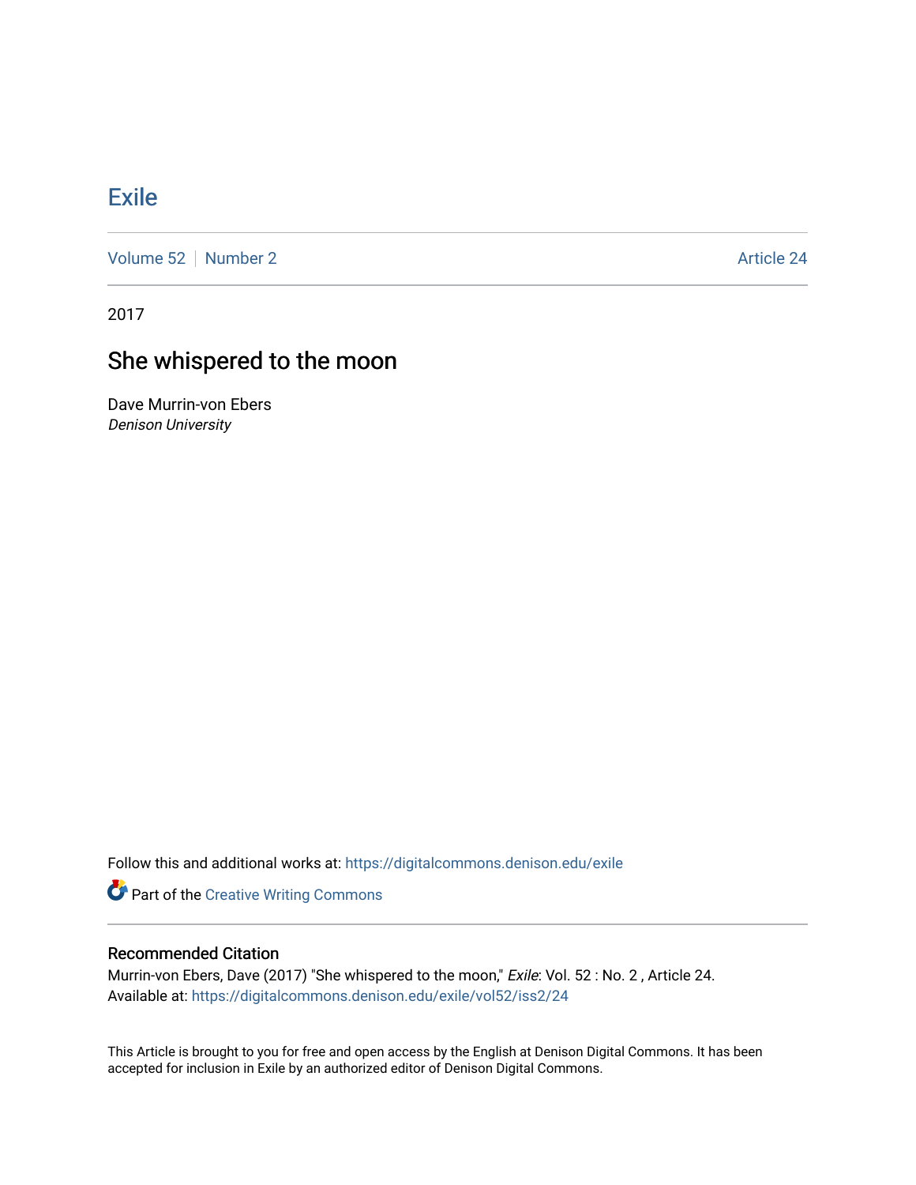# Exile

Volume 52 | Number 2 | Article 24

2017

## She whispered to the moon

Dave Murrin-von Ebers
*Denison University*

Follow this and additional works at: https://digitalcommons.denison.edu/exile

Part of the Creative Writing Commons

### Recommended Citation

Murrin-von Ebers, Dave (2017) "She whispered to the moon," *Exile*: Vol. 52 : No. 2 , Article 24.
Available at: https://digitalcommons.denison.edu/exile/vol52/iss2/24

This Article is brought to you for free and open access by the English at Denison Digital Commons. It has been accepted for inclusion in Exile by an authorized editor of Denison Digital Commons.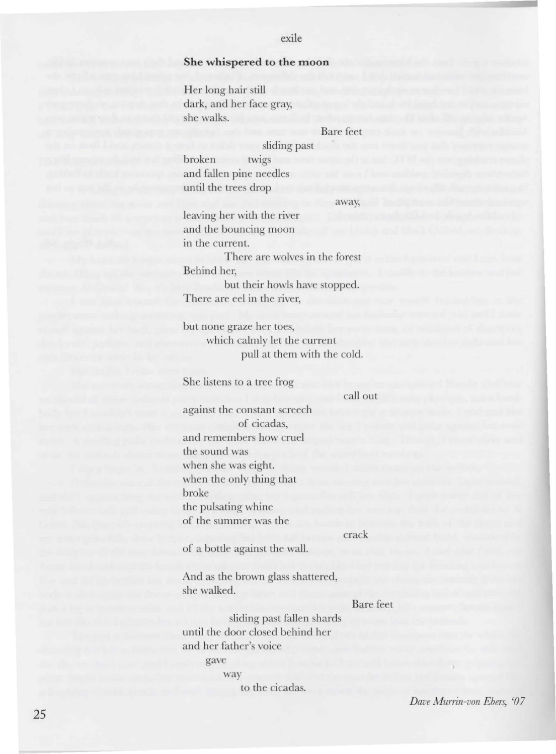exile

**She whispered to the moon**

Her long hair still
dark, and her face gray,
she walks.

Bare feet
sliding past
broken twigs
and fallen pine needles
until the trees drop
away,
leaving her with the river
and the bouncing moon
in the current.

There are wolves in the forest
Behind her,
but their howls have stopped.
There are eel in the river,

but none graze her toes,
which calmly let the current
pull at them with the cold.

She listens to a tree frog
call out
against the constant screech
of cicadas,
and remembers how cruel
the sound was
when she was eight.
when the only thing that
broke
the pulsating whine
of the summer was the
crack
of a bottle against the wall.

And as the brown glass shattered,
she walked.

Bare feet
sliding past fallen shards
until the door closed behind her
and her father's voice
gave
way
to the cicadas.

*Dave Murrin-von Ebers, '07*